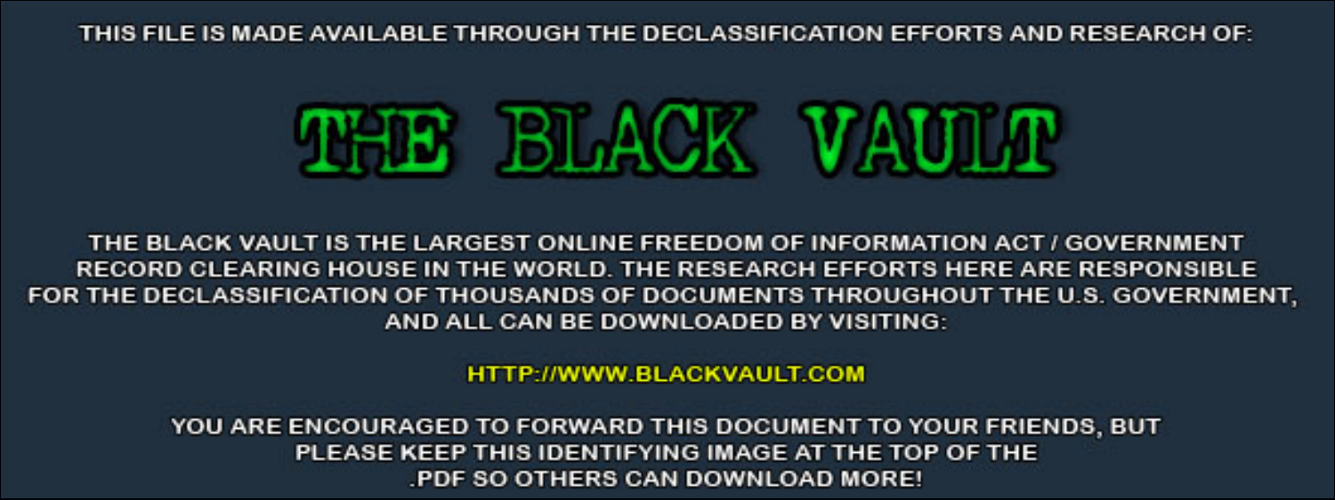THIS FILE IS MADE AVAILABLE THROUGH THE DECLASSIFICATION EFFORTS AND RESEARCH OF:

# THE BLACK VAULT

THE BLACK VAULT IS THE LARGEST ONLINE FREEDOM OF INFORMATION ACT / GOVERNMENT RECORD CLEARING HOUSE IN THE WORLD. THE RESEARCH EFFORTS HERE ARE RESPONSIBLE FOR THE DECLASSIFICATION OF THOUSANDS OF DOCUMENTS THROUGHOUT THE U.S. GOVERNMENT, AND ALL CAN BE DOWNLOADED BY VISITING:

HTTP://WWW.BLACKVAULT.COM

YOU ARE ENCOURAGED TO FORWARD THIS DOCUMENT TO YOUR FRIENDS, BUT PLEASE KEEP THIS IDENTIFYING IMAGE AT THE TOP OF THE .PDF SO OTHERS CAN DOWNLOAD MORE!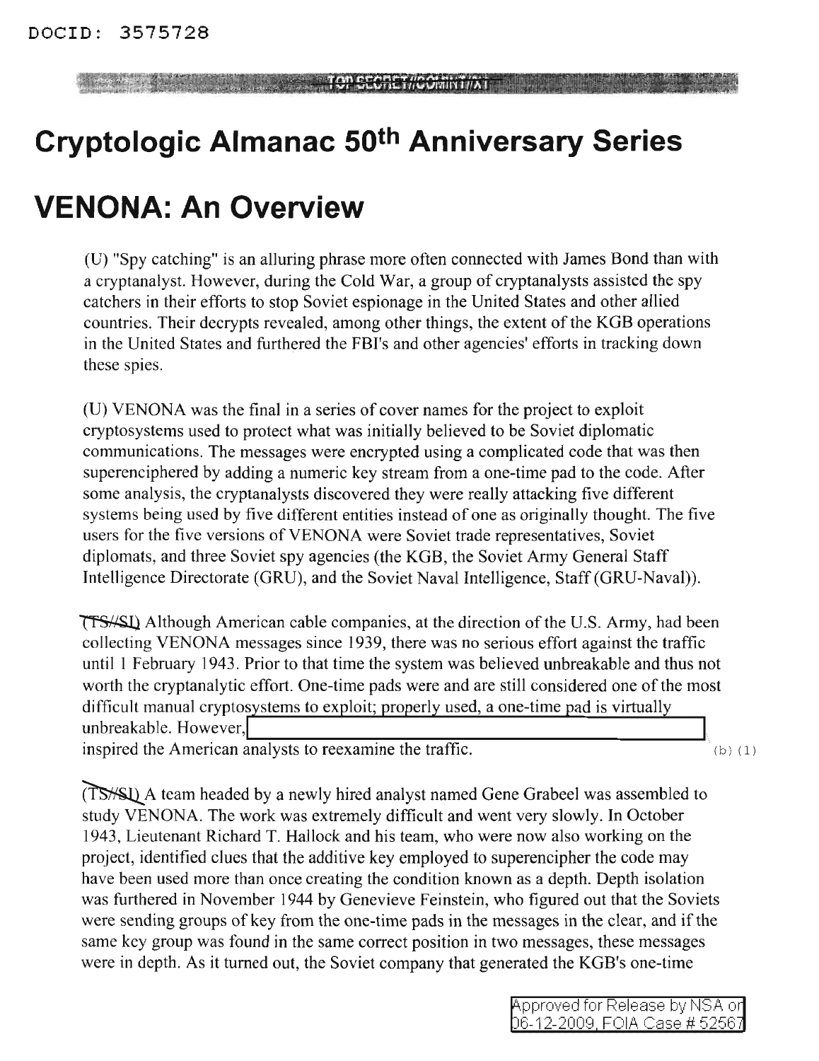DOCID: 3575728

TOP SECRET//COMINT//X1

# Cryptologic Almanac 50th Anniversary Series

# VENONA: An Overview

(U) "Spy catching" is an alluring phrase more often connected with James Bond than with a cryptanalyst. However, during the Cold War, a group of cryptanalysts assisted the spy catchers in their efforts to stop Soviet espionage in the United States and other allied countries. Their decrypts revealed, among other things, the extent of the KGB operations in the United States and furthered the FBI's and other agencies' efforts in tracking down these spies.

(U) VENONA was the final in a series of cover names for the project to exploit cryptosystems used to protect what was initially believed to be Soviet diplomatic communications. The messages were encrypted using a complicated code that was then superenciphered by adding a numeric key stream from a one-time pad to the code. After some analysis, the cryptanalysts discovered they were really attacking five different systems being used by five different entities instead of one as originally thought. The five users for the five versions of VENONA were Soviet trade representatives, Soviet diplomats, and three Soviet spy agencies (the KGB, the Soviet Army General Staff Intelligence Directorate (GRU), and the Soviet Naval Intelligence, Staff (GRU-Naval)).

(TS//SI) Although American cable companies, at the direction of the U.S. Army, had been collecting VENONA messages since 1939, there was no serious effort against the traffic until 1 February 1943. Prior to that time the system was believed unbreakable and thus not worth the cryptanalytic effort. One-time pads were and are still considered one of the most difficult manual cryptosystems to exploit; properly used, a one-time pad is virtually unbreakable. However, [REDACTED] inspired the American analysts to reexamine the traffic. (b) (1)

(TS//SI) A team headed by a newly hired analyst named Gene Grabeel was assembled to study VENONA. The work was extremely difficult and went very slowly. In October 1943, Lieutenant Richard T. Hallock and his team, who were now also working on the project, identified clues that the additive key employed to superencipher the code may have been used more than once creating the condition known as a depth. Depth isolation was furthered in November 1944 by Genevieve Feinstein, who figured out that the Soviets were sending groups of key from the one-time pads in the messages in the clear, and if the same key group was found in the same correct position in two messages, these messages were in depth. As it turned out, the Soviet company that generated the KGB's one-time

Approved for Release by NSA on 06-12-2009, FOIA Case # 52567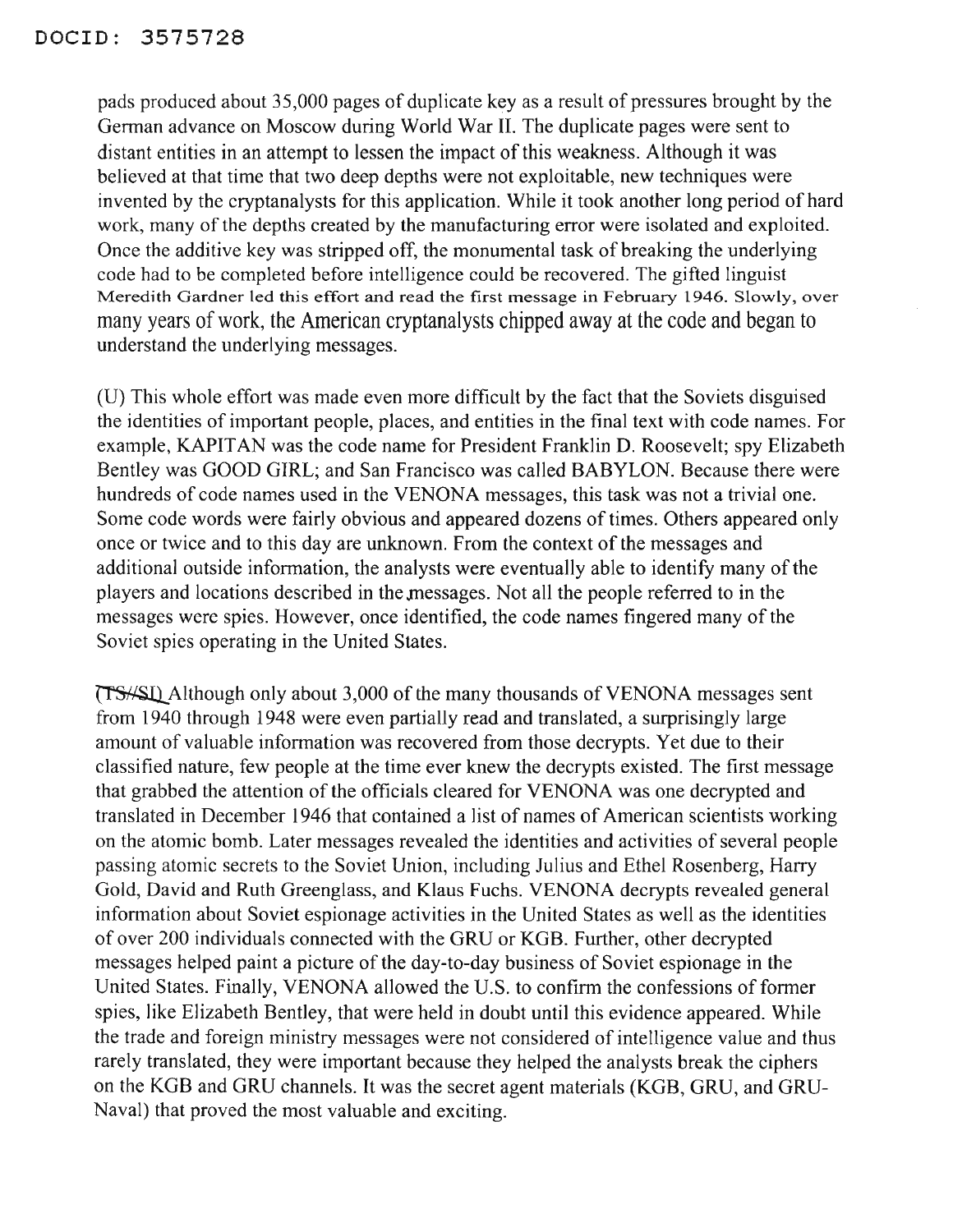pads produced about 35,000 pages of duplicate key as a result of pressures brought by the German advance on Moscow during World War II. The duplicate pages were sent to distant entities in an attempt to lessen the impact of this weakness. Although it was believed at that time that two deep depths were not exploitable, new techniques were invented by the cryptanalysts for this application. While it took another long period of hard work, many of the depths created by the manufacturing error were isolated and exploited. Once the additive key was stripped off, the monumental task of breaking the underlying code had to be completed before intelligence could be recovered. The gifted linguist Meredith Gardner led this effort and read the first message in February 1946. Slowly, over many years of work, the American cryptanalysts chipped away at the code and began to understand the underlying messages.

(U) This whole effort was made even more difficult by the fact that the Soviets disguised the identities of important people, places, and entities in the final text with code names. For example, KAPITAN was the code name for President Franklin D. Roosevelt; spy Elizabeth Bentley was GOOD GIRL; and San Francisco was called BABYLON. Because there were hundreds of code names used in the VENONA messages, this task was not a trivial one. Some code words were fairly obvious and appeared dozens of times. Others appeared only once or twice and to this day are unknown. From the context of the messages and additional outside information, the analysts were eventually able to identify many of the players and locations described in the messages. Not all the people referred to in the messages were spies. However, once identified, the code names fingered many of the Soviet spies operating in the United States.

(TS//SI) Although only about 3,000 of the many thousands of VENONA messages sent from 1940 through 1948 were even partially read and translated, a surprisingly large amount of valuable information was recovered from those decrypts. Yet due to their classified nature, few people at the time ever knew the decrypts existed. The first message that grabbed the attention of the officials cleared for VENONA was one decrypted and translated in December 1946 that contained a list of names of American scientists working on the atomic bomb. Later messages revealed the identities and activities of several people passing atomic secrets to the Soviet Union, including Julius and Ethel Rosenberg, Harry Gold, David and Ruth Greenglass, and Klaus Fuchs. VENONA decrypts revealed general information about Soviet espionage activities in the United States as well as the identities of over 200 individuals connected with the GRU or KGB. Further, other decrypted messages helped paint a picture of the day-to-day business of Soviet espionage in the United States. Finally, VENONA allowed the U.S. to confirm the confessions of former spies, like Elizabeth Bentley, that were held in doubt until this evidence appeared. While the trade and foreign ministry messages were not considered of intelligence value and thus rarely translated, they were important because they helped the analysts break the ciphers on the KGB and GRU channels. It was the secret agent materials (KGB, GRU, and GRU-Naval) that proved the most valuable and exciting.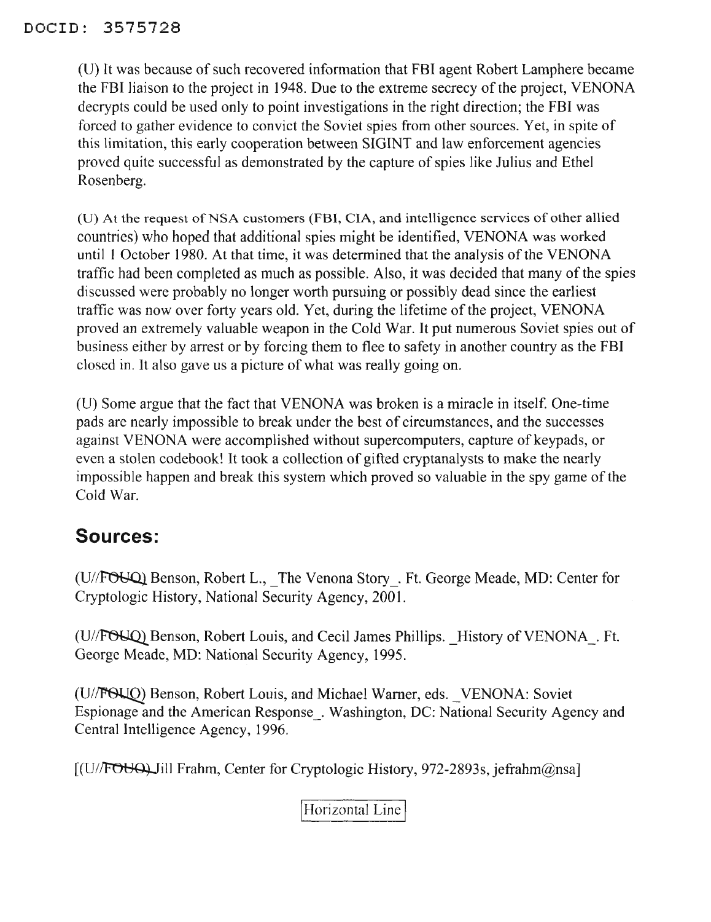(U) It was because of such recovered information that FBI agent Robert Lamphere became the FBI liaison to the project in 1948. Due to the extreme secrecy of the project, VENONA decrypts could be used only to point investigations in the right direction; the FBI was forced to gather evidence to convict the Soviet spies from other sources. Yet, in spite of this limitation, this early cooperation between SIGINT and law enforcement agencies proved quite successful as demonstrated by the capture of spies like Julius and Ethel Rosenberg.

(U) At the request of NSA customers (FBI, CIA, and intelligence services of other allied countries) who hoped that additional spies might be identified, VENONA was worked until 1 October 1980. At that time, it was determined that the analysis of the VENONA traffic had been completed as much as possible. Also, it was decided that many of the spies discussed were probably no longer worth pursuing or possibly dead since the earliest traffic was now over forty years old. Yet, during the lifetime of the project, VENONA proved an extremely valuable weapon in the Cold War. It put numerous Soviet spies out of business either by arrest or by forcing them to flee to safety in another country as the FBI closed in. It also gave us a picture of what was really going on.

(U) Some argue that the fact that VENONA was broken is a miracle in itself. One-time pads are nearly impossible to break under the best of circumstances, and the successes against VENONA were accomplished without supercomputers, capture of keypads, or even a stolen codebook! It took a collection of gifted cryptanalysts to make the nearly impossible happen and break this system which proved so valuable in the spy game of the Cold War.

## Sources:

(U//FOUO) Benson, Robert L., _The Venona Story_. Ft. George Meade, MD: Center for Cryptologic History, National Security Agency, 2001.

(U//FOUO) Benson, Robert Louis, and Cecil James Phillips. _History of VENONA_. Ft. George Meade, MD: National Security Agency, 1995.

(U//FOUO) Benson, Robert Louis, and Michael Warner, eds. _VENONA: Soviet Espionage and the American Response_. Washington, DC: National Security Agency and Central Intelligence Agency, 1996.

[(U//FOUO) Jill Frahm, Center for Cryptologic History, 972-2893s, jefrahm@nsa]

Horizontal Line